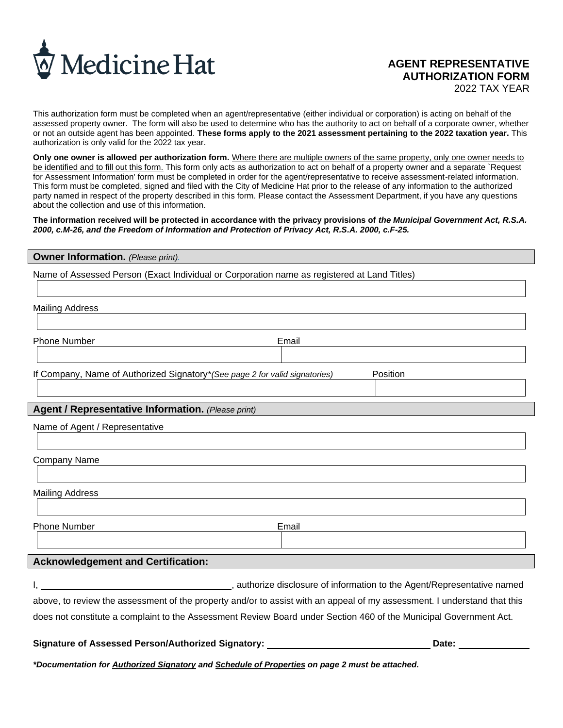Medicine Hat

# AGENT REPRESENTATIVE AUTHORIZATION FORM

2022 TAX YEAR

This authorization form must be completed when an agent/representative (either individual or corporation) is acting on behalf of the assessed property owner. The form will also be used to determine who has the authority to act on behalf of a corporate owner, whether or not an outside agent has been appointed. **These forms apply to the 2021 assessment pertaining to the 2022 taxation year.** This authorization is only valid for the 2022 tax year.

**Only one owner is allowed per authorization form.** Where there are multiple owners of the same property, only one owner needs to be identified and to fill out this form. This form only acts as authorization to act on behalf of a property owner and a separate `Request for Assessment Information' form must be completed in order for the agent/representative to receive assessment-related information. This form must be completed, signed and filed with the City of Medicine Hat prior to the release of any information to the authorized party named in respect of the property described in this form. Please contact the Assessment Department, if you have any questions about the collection and use of this information.

**The information received will be protected in accordance with the privacy provisions of *the Municipal Government Act, R.S.A. 2000, c.M-26, and the Freedom of Information and Protection of Privacy Act, R.S.A. 2000, c.F-25.***

## Owner Information. *(Please print).*

Name of Assessed Person (Exact Individual or Corporation name as registered at Land Titles)

Mailing Address

Phone Number | Email

If Company, Name of Authorized Signatory**(See page 2 for valid signatories)* | Position

## Agent / Representative Information. *(Please print)*

Name of Agent / Representative

Company Name

Mailing Address

Phone Number | Email

## Acknowledgement and Certification:

I, \_\_\_\_\_\_\_\_\_\_\_\_\_\_\_\_\_\_\_\_\_\_\_\_\_\_\_\_\_\_\_\_, authorize disclosure of information to the Agent/Representative named above, to review the assessment of the property and/or to assist with an appeal of my assessment. I understand that this does not constitute a complaint to the Assessment Review Board under Section 460 of the Municipal Government Act.

**Signature of Assessed Person/Authorized Signatory:** \_\_\_\_\_\_\_\_\_\_\_\_\_\_\_\_\_\_\_\_\_\_\_\_\_\_\_\_ **Date:** \_\_\_\_\_\_\_\_\_\_\_\_

***Documentation for Authorized Signatory and Schedule of Properties on page 2 must be attached.***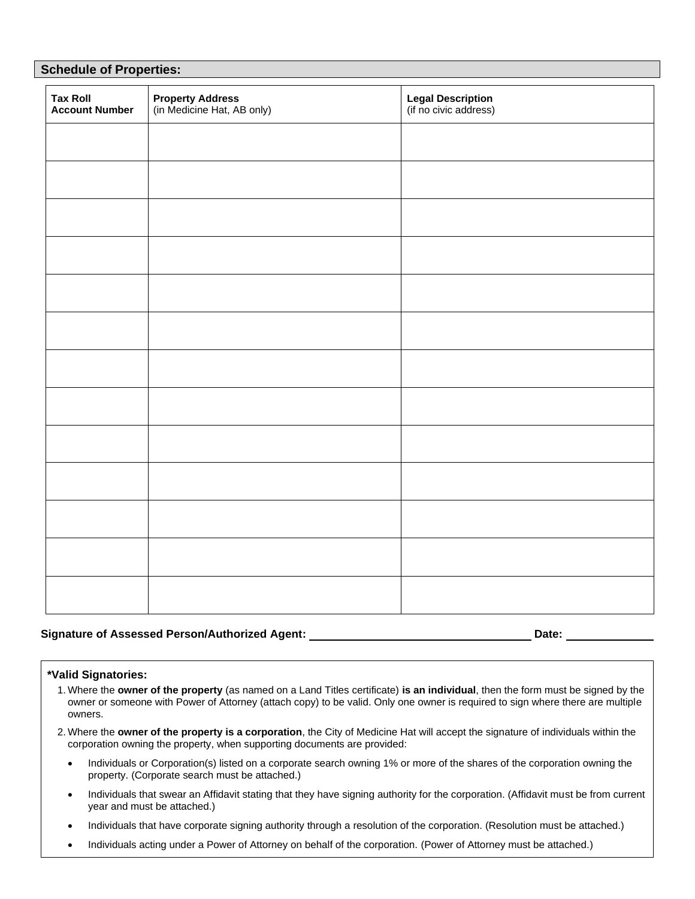## Schedule of Properties:

| **Tax Roll Account Number** | **Property Address** (in Medicine Hat, AB only) | **Legal Description** (if no civic address) |
|---|---|---|
| | | |
| | | |
| | | |
| | | |
| | | |
| | | |
| | | |
| | | |
| | | |
| | | |
| | | |
| | | |
| | | |

**Signature of Assessed Person/Authorized Agent:** ______________________________ **Date:** ____________

**\*Valid Signatories:**

1. Where the **owner of the property** (as named on a Land Titles certificate) **is an individual**, then the form must be signed by the owner or someone with Power of Attorney (attach copy) to be valid. Only one owner is required to sign where there are multiple owners.
2. Where the **owner of the property is a corporation**, the City of Medicine Hat will accept the signature of individuals within the corporation owning the property, when supporting documents are provided:
   - Individuals or Corporation(s) listed on a corporate search owning 1% or more of the shares of the corporation owning the property. (Corporate search must be attached.)
   - Individuals that swear an Affidavit stating that they have signing authority for the corporation. (Affidavit must be from current year and must be attached.)
   - Individuals that have corporate signing authority through a resolution of the corporation. (Resolution must be attached.)
   - Individuals acting under a Power of Attorney on behalf of the corporation. (Power of Attorney must be attached.)